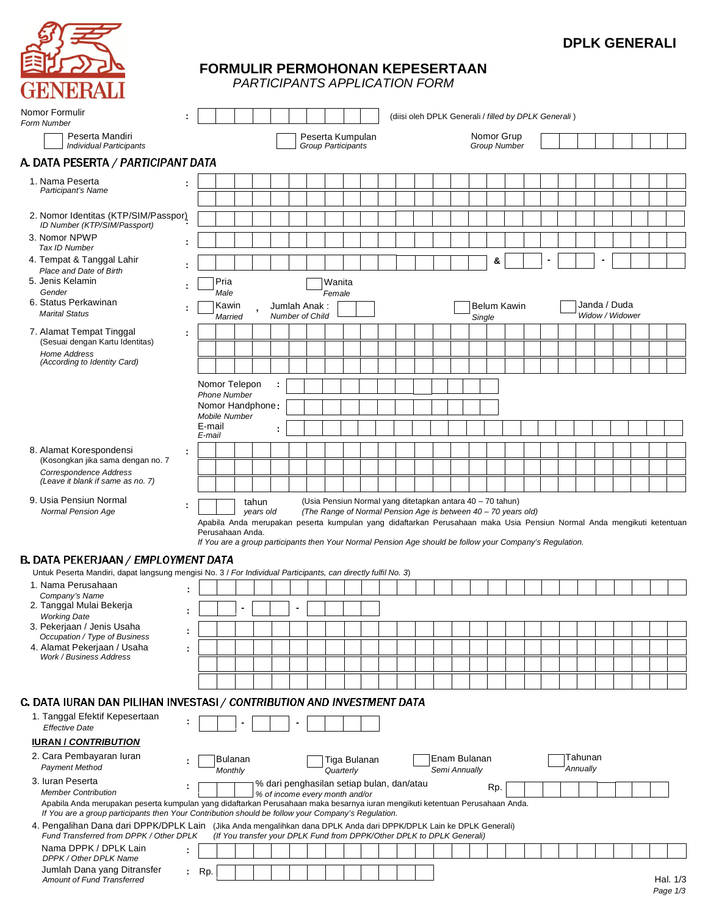**DPLK GENERALI**

# FORMULIR PERMOHONAN KEPESERTAAN
*PARTICIPANTS APPLICATION FORM*

Nomor Formulir / *Form Number* : (diisi oleh DPLK Generali / *filled by DPLK Generali* )

☐ Peserta Mandiri / *Individual Participants* ☐ Peserta Kumpulan / *Group Participants* Nomor Grup / *Group Number*

## A. DATA PESERTA / *PARTICIPANT DATA*

1. Nama Peserta / *Participant's Name* :
2. Nomor Identitas (KTP/SIM/Passpor) / *ID Number (KTP/SIM/Passport)* :
3. Nomor NPWP / *Tax ID Number* :
4. Tempat & Tanggal Lahir / *Place and Date of Birth* : & - -
5. Jenis Kelamin / *Gender* : ☐ Pria / *Male* ☐ Wanita / *Female*
6. Status Perkawinan / *Marital Status* : ☐ Kawin / *Married* , Jumlah Anak : / *Number of Child* ☐ Belum Kawin / *Single* ☐ Janda / Duda / *Widow / Widower*
7. Alamat Tempat Tinggal (Sesuai dengan Kartu Identitas) / *Home Address (According to Identity Card)* :

   Nomor Telepon / *Phone Number* :
   Nomor Handphone / *Mobile Number* :
   E-mail / *E-mail* :
8. Alamat Korespondensi (Kosongkan jika sama dengan no. 7 / *Correspondence Address (Leave it blank if same as no. 7)* :
9. Usia Pensiun Normal / *Normal Pension Age* : tahun / *years old* (Usia Pensiun Normal yang ditetapkan antara 40 – 70 tahun) *(The Range of Normal Pension Age is between 40 – 70 years old)*

   Apabila Anda merupakan peserta kumpulan yang didaftarkan Perusahaan maka Usia Pensiun Normal Anda mengikuti ketentuan Perusahaan Anda.
   *If You are a group participants then Your Normal Pension Age should be follow your Company's Regulation.*

## B. DATA PEKERJAAN / *EMPLOYMENT DATA*

Untuk Peserta Mandiri, dapat langsung mengisi No. 3 / *For Individual Participants, can directly fulfil No. 3*)

1. Nama Perusahaan / *Company's Name* :
2. Tanggal Mulai Bekerja / *Working Date* : - -
3. Pekerjaan / Jenis Usaha / *Occupation / Type of Business* :
4. Alamat Pekerjaan / Usaha / *Work / Business Address* :

## C. DATA IURAN DAN PILIHAN INVESTASI / *CONTRIBUTION AND INVESTMENT DATA*

1. Tanggal Efektif Kepesertaan / *Effective Date* : - -

**IURAN / *CONTRIBUTION***

2. Cara Pembayaran Iuran / *Payment Method* : ☐ Bulanan / *Monthly* ☐ Tiga Bulanan / *Quarterly* ☐ Enam Bulanan / *Semi Annually* ☐ Tahunan / *Annually*
3. Iuran Peserta / *Member Contribution* : ☐ % dari penghasilan setiap bulan, dan/atau / *% of income every month and/or* Rp.

   Apabila Anda merupakan peserta kumpulan yang didaftarkan Perusahaan maka besarnya iuran mengikuti ketentuan Perusahaan Anda.
   *If You are a group participants then Your Contribution should be follow your Company's Regulation.*
4. Pengalihan Dana dari DPPK/DPLK Lain / *Fund Transferred from DPPK / Other DPLK* (Jika Anda mengalihkan dana DPLK Anda dari DPPK/DPLK Lain ke DPLK Generali) *(If You transfer your DPLK Fund from DPPK/Other DPLK to DPLK Generali)*

   Nama DPPK / DPLK Lain / *DPPK / Other DPLK Name* :

   Jumlah Dana yang Ditransfer / *Amount of Fund Transferred* : Rp.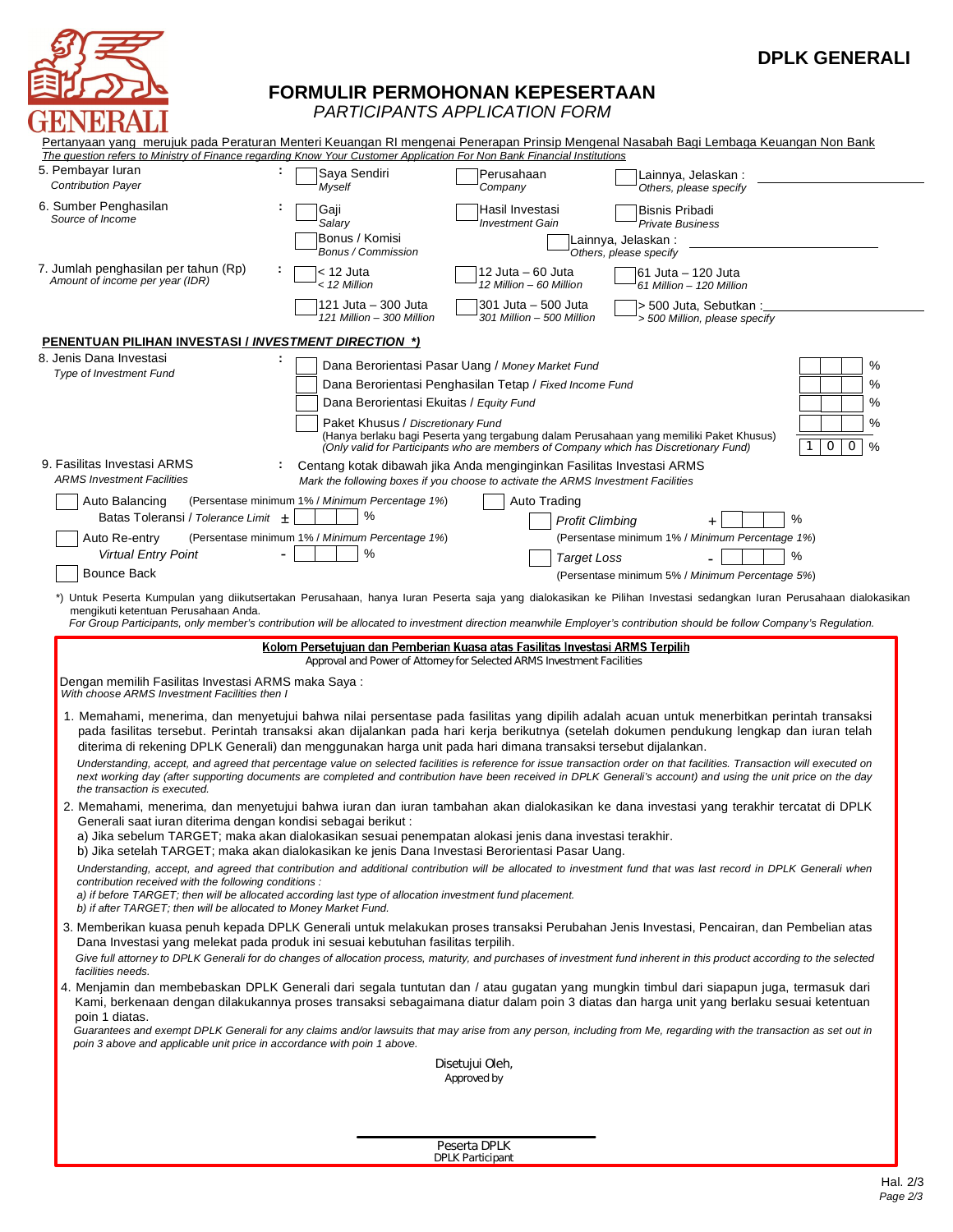**DPLK GENERALI**

# FORMULIR PERMOHONAN KEPESERTAAN

*PARTICIPANTS APPLICATION FORM*

Pertanyaan yang merujuk pada Peraturan Menteri Keuangan RI mengenai Penerapan Prinsip Mengenal Nasabah Bagi Lembaga Keuangan Non Bank
*The question refers to Ministry of Finance regarding Know Your Customer Application For Non Bank Financial Institutions*

5. Pembayar Iuran / *Contribution Payer* :
- ☐ Saya Sendiri / *Myself*
- ☐ Perusahaan / *Company*
- ☐ Lainnya, Jelaskan : / *Others, please specify* ____________

6. Sumber Penghasilan / *Source of Income* :
- ☐ Gaji / *Salary*
- ☐ Hasil Investasi / *Investment Gain*
- ☐ Bisnis Pribadi / *Private Business*
- ☐ Bonus / Komisi / *Bonus / Commission*
- ☐ Lainnya, Jelaskan : / *Others, please specify* ____________

7. Jumlah penghasilan per tahun (Rp) / *Amount of income per year (IDR)* :
- ☐ < 12 Juta / *< 12 Million*
- ☐ 12 Juta – 60 Juta / *12 Million – 60 Million*
- ☐ 61 Juta – 120 Juta / *61 Million – 120 Million*
- ☐ 121 Juta – 300 Juta / *121 Million – 300 Million*
- ☐ 301 Juta – 500 Juta / *301 Million – 500 Million*
- ☐ > 500 Juta, Sebutkan : / *> 500 Million, please specify* ____________

## PENENTUAN PILIHAN INVESTASI / *INVESTMENT DIRECTION \*)*

8. Jenis Dana Investasi / *Type of Investment Fund* :
- ☐ Dana Berorientasi Pasar Uang / *Money Market Fund* ___ %
- ☐ Dana Berorientasi Penghasilan Tetap / *Fixed Income Fund* ___ %
- ☐ Dana Berorientasi Ekuitas / *Equity Fund* ___ %
- ☐ Paket Khusus / *Discretionary Fund* ___ %
  (Hanya berlaku bagi Peserta yang tergabung dalam Perusahaan yang memiliki Paket Khusus)
  *(Only valid for Participants who are members of Company which has Discretionary Fund)*

Total: 1 0 0 %

9. Fasilitas Investasi ARMS / *ARMS Investment Facilities* : Centang kotak dibawah jika Anda menginginkan Fasilitas Investasi ARMS
*Mark the following boxes if you choose to activate the ARMS Investment Facilities*

- ☐ Auto Balancing (Persentase minimum 1% / *Minimum Percentage 1%*)
  - Batas Toleransi / *Tolerance Limit* ± ___ %
- ☐ Auto Re-entry (Persentase minimum 1% / *Minimum Percentage 1%*)
  - *Virtual Entry Point* - ___ %
- ☐ Bounce Back
- ☐ Auto Trading
  - ☐ *Profit Climbing* + ___ % (Persentase minimum 1% / *Minimum Percentage 1%*)
  - ☐ *Target Loss* - ___ % (Persentase minimum 5% / *Minimum Percentage 5%*)

\*) Untuk Peserta Kumpulan yang diikutsertakan Perusahaan, hanya Iuran Peserta saja yang dialokasikan ke Pilihan Investasi sedangkan Iuran Perusahaan dialokasikan mengikuti ketentuan Perusahaan Anda.
*For Group Participants, only member's contribution will be allocated to investment direction meanwhile Employer's contribution should be follow Company's Regulation.*

### Kolom Persetujuan dan Pemberian Kuasa atas Fasilitas Investasi ARMS Terpilih

Approval and Power of Attorney for Selected ARMS Investment Facilities

Dengan memilih Fasilitas Investasi ARMS maka Saya :
*With choose ARMS Investment Facilities then I*

1. Memahami, menerima, dan menyetujui bahwa nilai persentase pada fasilitas yang dipilih adalah acuan untuk menerbitkan perintah transaksi pada fasilitas tersebut. Perintah transaksi akan dijalankan pada hari kerja berikutnya (setelah dokumen pendukung lengkap dan iuran telah diterima di rekening DPLK Generali) dan menggunakan harga unit pada hari dimana transaksi tersebut dijalankan.
   *Understanding, accept, and agreed that percentage value on selected facilities is reference for issue transaction order on that facilities. Transaction will executed on next working day (after supporting documents are completed and contribution have been received in DPLK Generali's account) and using the unit price on the day the transaction is executed.*
2. Memahami, menerima, dan menyetujui bahwa iuran dan iuran tambahan akan dialokasikan ke dana investasi yang terakhir tercatat di DPLK Generali saat iuran diterima dengan kondisi sebagai berikut :
   a) Jika sebelum TARGET; maka akan dialokasikan sesuai penempatan alokasi jenis dana investasi terakhir.
   b) Jika setelah TARGET; maka akan dialokasikan ke jenis Dana Investasi Berorientasi Pasar Uang.
   *Understanding, accept, and agreed that contribution and additional contribution will be allocated to investment fund that was last record in DPLK Generali when contribution received with the following conditions :*
   *a) if before TARGET; then will be allocated according last type of allocation investment fund placement.*
   *b) if after TARGET; then will be allocated to Money Market Fund.*
3. Memberikan kuasa penuh kepada DPLK Generali untuk melakukan proses transaksi Perubahan Jenis Investasi, Pencairan, dan Pembelian atas Dana Investasi yang melekat pada produk ini sesuai kebutuhan fasilitas terpilih.
   *Give full attorney to DPLK Generali for do changes of allocation process, maturity, and purchases of investment fund inherent in this product according to the selected facilities needs.*
4. Menjamin dan membebaskan DPLK Generali dari segala tuntutan dan / atau gugatan yang mungkin timbul dari siapapun juga, termasuk dari Kami, berkenaan dengan dilakukannya proses transaksi sebagaimana diatur dalam poin 3 diatas dan harga unit yang berlaku sesuai ketentuan poin 1 diatas.
   *Guarantees and exempt DPLK Generali for any claims and/or lawsuits that may arise from any person, including from Me, regarding with the transaction as set out in poin 3 above and applicable unit price in accordance with poin 1 above.*

Disetujui Oleh,
Approved by

____________________

Peserta DPLK
DPLK Participant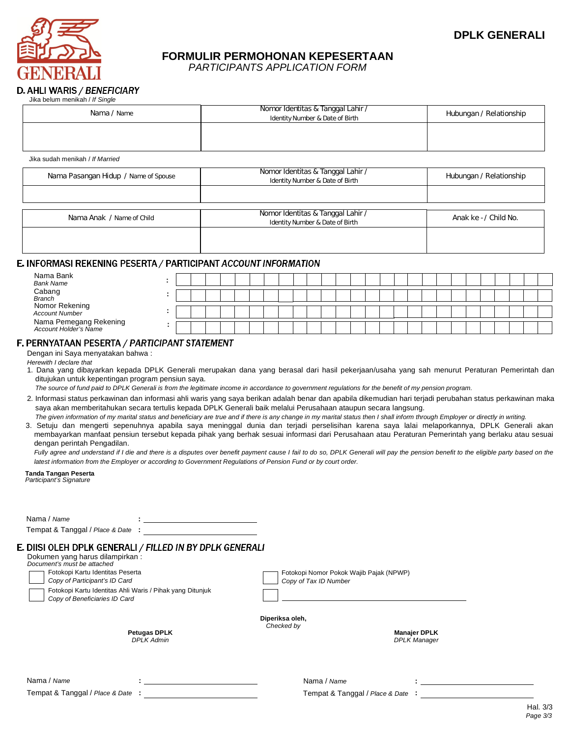# FORMULIR PERMOHONAN KEPESERTAAN
*PARTICIPANTS APPLICATION FORM*

**DPLK GENERALI**

## D. AHLI WARIS / *BENEFICIARY*

Jika belum menikah / *If Single*

| Nama / Name | Nomor Identitas & Tanggal Lahir / Identity Number & Date of Birth | Hubungan / Relationship |
|---|---|---|
| | | |

Jika sudah menikah / *If Married*

| Nama Pasangan Hidup / Name of Spouse | Nomor Identitas & Tanggal Lahir / Identity Number & Date of Birth | Hubungan / Relationship |
|---|---|---|
| | | |

| Nama Anak / Name of Child | Nomor Identitas & Tanggal Lahir / Identity Number & Date of Birth | Anak ke - / Child No. |
|---|---|---|
| | | |

## E. INFORMASI REKENING PESERTA / PARTICIPANT *ACCOUNT INFORMATION*

Nama Bank / *Bank Name* :

Cabang / *Branch* :

Nomor Rekening / *Account Number* :

Nama Pemegang Rekening / *Account Holder's Name* :

## F. PERNYATAAN PESERTA / *PARTICIPANT STATEMENT*

Dengan ini Saya menyatakan bahwa :
*Herewith I declare that*

1. Dana yang dibayarkan kepada DPLK Generali merupakan dana yang berasal dari hasil pekerjaan/usaha yang sah menurut Peraturan Pemerintah dan ditujukan untuk kepentingan program pensiun saya.
   *The source of fund paid to DPLK Generali is from the legitimate income in accordance to government regulations for the benefit of my pension program.*
2. Informasi status perkawinan dan informasi ahli waris yang saya berikan adalah benar dan apabila dikemudian hari terjadi perubahan status perkawinan maka saya akan memberitahukan secara tertulis kepada DPLK Generali baik melalui Perusahaan ataupun secara langsung.
   *The given information of my marital status and beneficiary are true and if there is any change in my marital status then I shall inform through Employer or directly in writing.*
3. Setuju dan mengerti sepenuhnya apabila saya meninggal dunia dan terjadi perselisihan karena saya lalai melaporkannya, DPLK Generali akan membayarkan manfaat pensiun tersebut kepada pihak yang berhak sesuai informasi dari Perusahaan atau Peraturan Pemerintah yang berlaku atau sesuai dengan perintah Pengadilan.
   *Fully agree and understand if I die and there is a disputes over benefit payment cause I fail to do so, DPLK Generali will pay the pension benefit to the eligible party based on the latest information from the Employer or according to Government Regulations of Pension Fund or by court order.*

**Tanda Tangan Peserta**
*Participant's Signature*

Nama / *Name* : ____________________

Tempat & Tanggal / *Place & Date* : ____________________

## E. DIISI OLEH DPLK GENERALI / *FILLED IN BY DPLK GENERALI*

Dokumen yang harus dilampirkan :
*Document's must be attached*

- [ ] Fotokopi Kartu Identitas Peserta / *Copy of Participant's ID Card*
- [ ] Fotokopi Kartu Identitas Ahli Waris / Pihak yang Ditunjuk / *Copy of Beneficiaries ID Card*
- [ ] Fotokopi Nomor Pokok Wajib Pajak (NPWP) / *Copy of Tax ID Number*
- [ ] ____________________

**Diperiksa oleh,**
*Checked by*

**Petugas DPLK**
*DPLK Admin*

Nama / *Name* : ____________________

Tempat & Tanggal / *Place & Date* : ____________________

**Manajer DPLK**
*DPLK Manager*

Nama / *Name* : ____________________

Tempat & Tanggal / *Place & Date* : ____________________